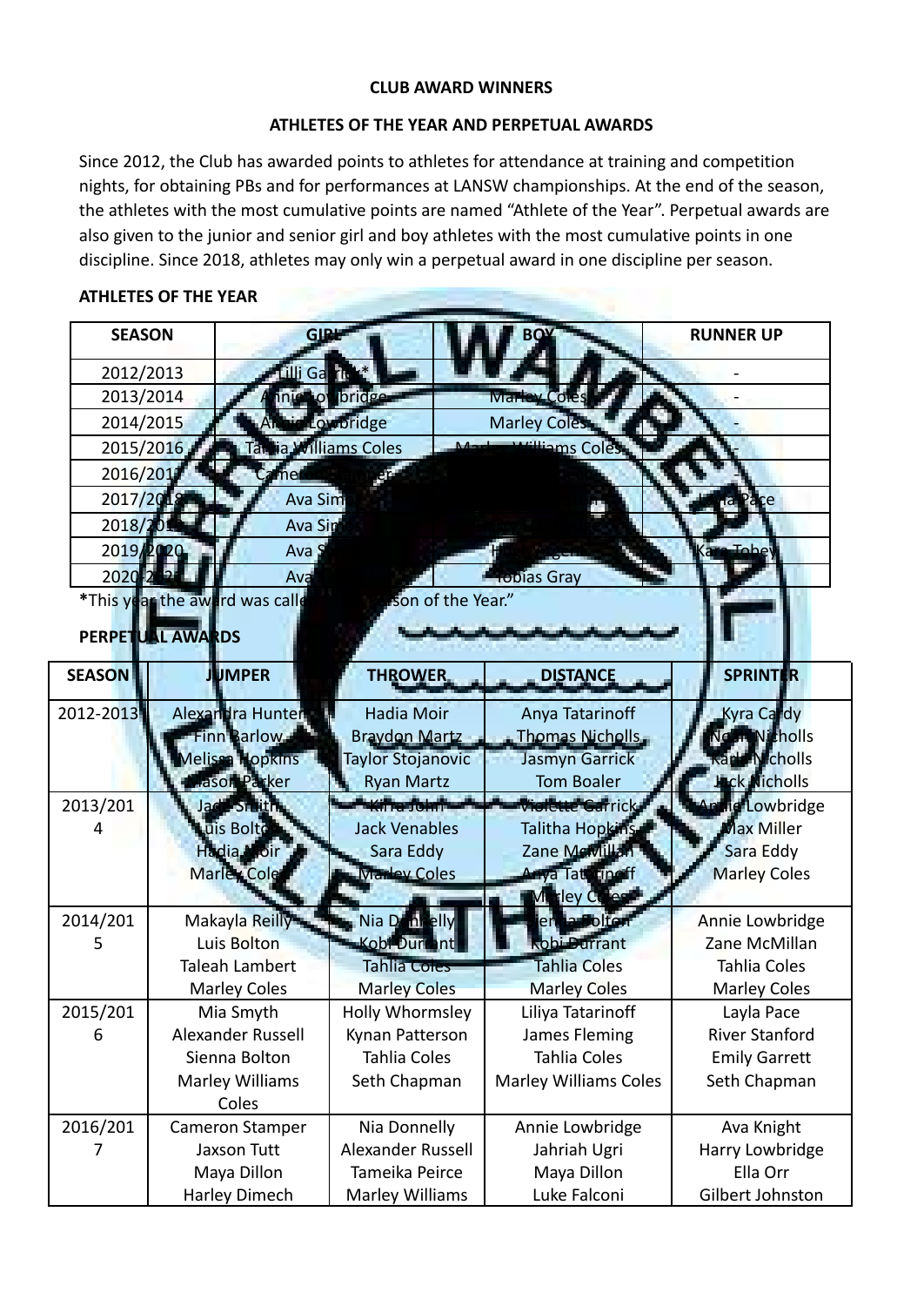**CLUB AWARD WINNERS**

**ATHLETES OF THE YEAR AND PERPETUAL AWARDS**

Since 2012, the Club has awarded points to athletes for attendance at training and competition nights, for obtaining PBs and for performances at LANSW championships. At the end of the season, the athletes with the most cumulative points are named "Athlete of the Year". Perpetual awards are also given to the junior and senior girl and boy athletes with the most cumulative points in one discipline. Since 2018, athletes may only win a perpetual award in one discipline per season.

**ATHLETES OF THE YEAR**

| SEASON | GIRL | BOY | RUNNER UP |
|---|---|---|---|
| 2012/2013 | Lilli Garrick* | | - |
| 2013/2014 | Annie Lowbridge | Marley Coles | - |
| 2014/2015 | Annie Lowbridge | Marley Coles | - |
| 2015/2016 | Tahlia Williams Coles | Marley Williams Coles | - |
| 2016/2017 | Cameron ... | | |
| 2017/2018 | Ava Sim... | | ...a Pace |
| 2018/2019 | Ava Sim... | | |
| 2019/2020 | Ava S... | ...ger | Kara Tobey |
| 2020-2021 | Ava... | Tobias Gray | |

*This year the award was called "...son of the Year."

**PERPETUAL AWARDS**

| SEASON | JUMPER | THROWER | DISTANCE | SPRINTER |
|---|---|---|---|---|
| 2012-2013 | Alexandra Hunter<br>Finn Barlow<br>Melissa Hopkins<br>Jason Parker | Hadia Moir<br>Braydon Martz<br>Taylor Stojanovic<br>Ryan Martz | Anya Tatarinoff<br>Thomas Nicholls<br>Jasmyn Garrick<br>Tom Boaler | Kyra Cardy<br>Noah Nicholls<br>Kara Nicholls<br>Jack Nicholls |
| 2013/2014 | Jack Smith<br>Luis Bolton<br>Hadia Moir<br>Marley Coles | Kirra John<br>Jack Venables<br>Sara Eddy<br>Marley Coles | Violette Garrick<br>Talitha Hopkins<br>Zane McMillan<br>Anya Tatarinoff<br>Marley Coles | Annie Lowbridge<br>Max Miller<br>Sara Eddy<br>Marley Coles |
| 2014/2015 | Makayla Reilly<br>Luis Bolton<br>Taleah Lambert<br>Marley Coles | Nia Donnelly<br>Kobi Durrant<br>Tahlia Coles<br>Marley Coles | ...enna Bolton<br>Kobi Durrant<br>Tahlia Coles<br>Marley Coles | Annie Lowbridge<br>Zane McMillan<br>Tahlia Coles<br>Marley Coles |
| 2015/2016 | Mia Smyth<br>Alexander Russell<br>Sienna Bolton<br>Marley Williams Coles | Holly Whormsley<br>Kynan Patterson<br>Tahlia Coles<br>Seth Chapman | Liliya Tatarinoff<br>James Fleming<br>Tahlia Coles<br>Marley Williams Coles | Layla Pace<br>River Stanford<br>Emily Garrett<br>Seth Chapman |
| 2016/2017 | Cameron Stamper<br>Jaxson Tutt<br>Maya Dillon<br>Harley Dimech | Nia Donnelly<br>Alexander Russell<br>Tameika Peirce<br>Marley Williams | Annie Lowbridge<br>Jahriah Ugri<br>Maya Dillon<br>Luke Falconi | Ava Knight<br>Harry Lowbridge<br>Ella Orr<br>Gilbert Johnston |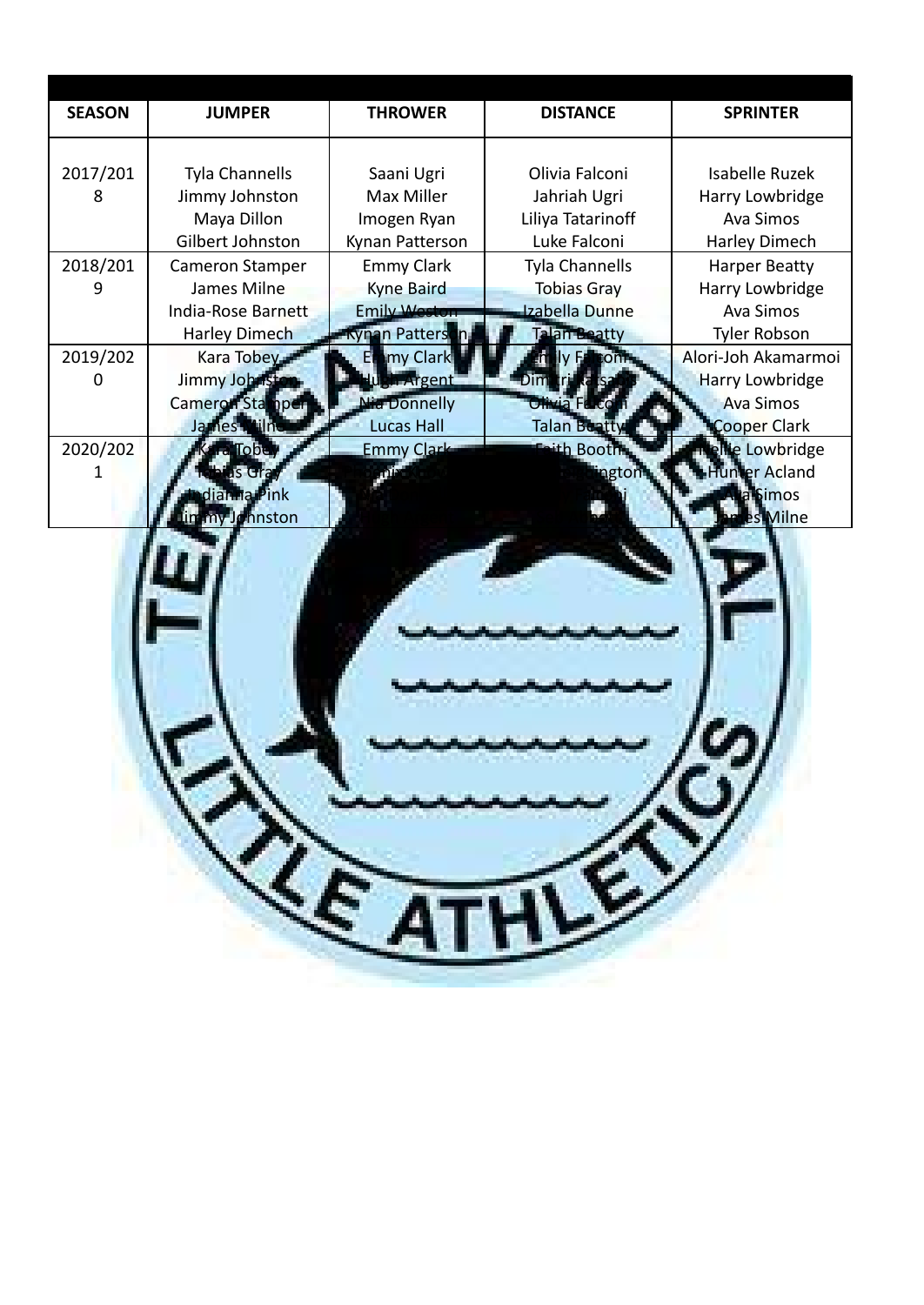| SEASON | JUMPER | THROWER | DISTANCE | SPRINTER |
|---|---|---|---|---|
| 2017/2018 | Tyla Channells<br>Jimmy Johnston<br>Maya Dillon<br>Gilbert Johnston | Saani Ugri<br>Max Miller<br>Imogen Ryan<br>Kynan Patterson | Olivia Falconi<br>Jahriah Ugri<br>Liliya Tatarinoff<br>Luke Falconi | Isabelle Ruzek<br>Harry Lowbridge<br>Ava Simos<br>Harley Dimech |
| 2018/2019 | Cameron Stamper<br>James Milne<br>India-Rose Barnett<br>Harley Dimech | Emmy Clark<br>Kyne Baird<br>Emily Weston<br>Kynan Patterson | Tyla Channells<br>Tobias Gray<br>Izabella Dunne<br>Talan Beatty | Harper Beatty<br>Harry Lowbridge<br>Ava Simos<br>Tyler Robson |
| 2019/2020 | Kara Tobey<br>Jimmy Johnston<br>Cameron Stamper<br>James Milne | Emmy Clark<br>Hugh Argent<br>Nia Donnelly<br>Lucas Hall | Emily Falconi<br>Dimitri Vatsa<br>Olivia Falconi<br>Talan Beatty | Alori-Joh Akamarmoi<br>Harry Lowbridge<br>Ava Simos<br>Cooper Clark |
| 2020/2021 | Kara Tobey<br>Tobias Gray<br>Indianna Pink<br>Jimmy Johnston | Emmy Clark | Faith Booth<br>...ington | Ellie Lowbridge<br>Hunter Acland<br>Ava Simos<br>James Milne |